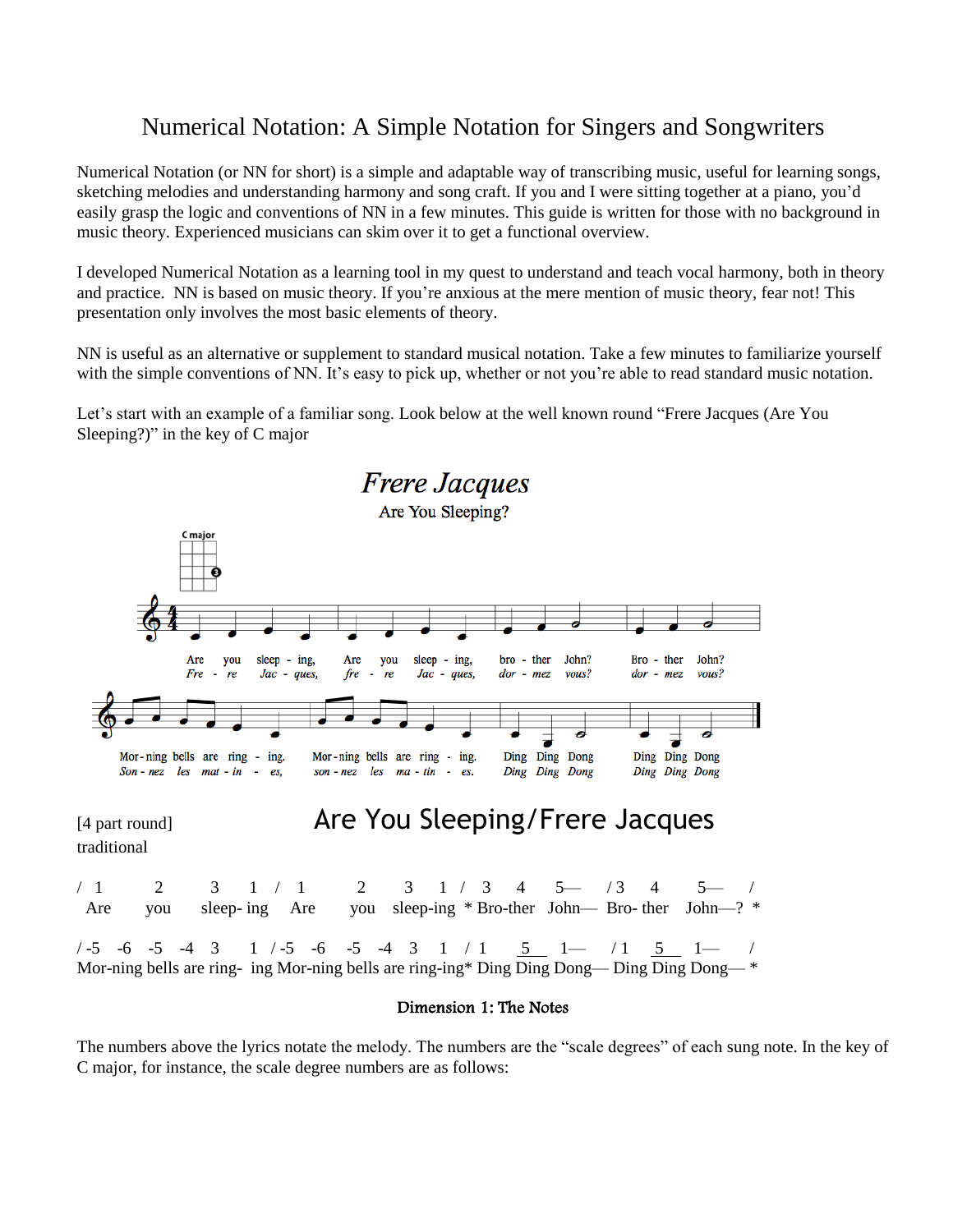# Numerical Notation: A Simple Notation for Singers and Songwriters

Numerical Notation (or NN for short) is a simple and adaptable way of transcribing music, useful for learning songs, sketching melodies and understanding harmony and song craft. If you and I were sitting together at a piano, you'd easily grasp the logic and conventions of NN in a few minutes. This guide is written for those with no background in music theory. Experienced musicians can skim over it to get a functional overview.

I developed Numerical Notation as a learning tool in my quest to understand and teach vocal harmony, both in theory and practice. NN is based on music theory. If you're anxious at the mere mention of music theory, fear not! This presentation only involves the most basic elements of theory.

NN is useful as an alternative or supplement to standard musical notation. Take a few minutes to familiarize yourself with the simple conventions of NN. It's easy to pick up, whether or not you're able to read standard music notation.

Let's start with an example of a familiar song. Look below at the well known round "Frere Jacques (Are You Sleeping?)" in the key of C major

*Frere Jacques*

Are You Sleeping?

C major

Are you sleep - ing, Are you sleep - ing, bro - ther John? Bro - ther John?
*Fre - re Jac - ques, fre - re Jac - ques, dor - mez vous? dor - mez vous?*

Mor-ning bells are ring - ing. Mor-ning bells are ring - ing. Ding Ding Dong Ding Ding Dong
*Son - nez les mat - in - es, son - nez les ma - tin - es. Ding Ding Dong Ding Ding Dong*

[4 part round]
traditional

## Are You Sleeping/Frere Jacques

```
/ 1     2      3    1  /  1     2     3    1  /  3     4     5—    / 3     4      5—    /
  Are   you    sleep- ing   Are   you   sleep-ing  * Bro-ther John—  Bro- ther  John—? *

/ -5  -6  -5  -4   3    1  / -5  -6   -5  -4   3    1   / 1   5   1—    / 1   5   1—    /
Mor-ning bells are ring- ing Mor-ning bells are ring-ing* Ding Ding Dong— Ding Ding Dong— *
```

### Dimension 1: The Notes

The numbers above the lyrics notate the melody. The numbers are the "scale degrees" of each sung note. In the key of C major, for instance, the scale degree numbers are as follows: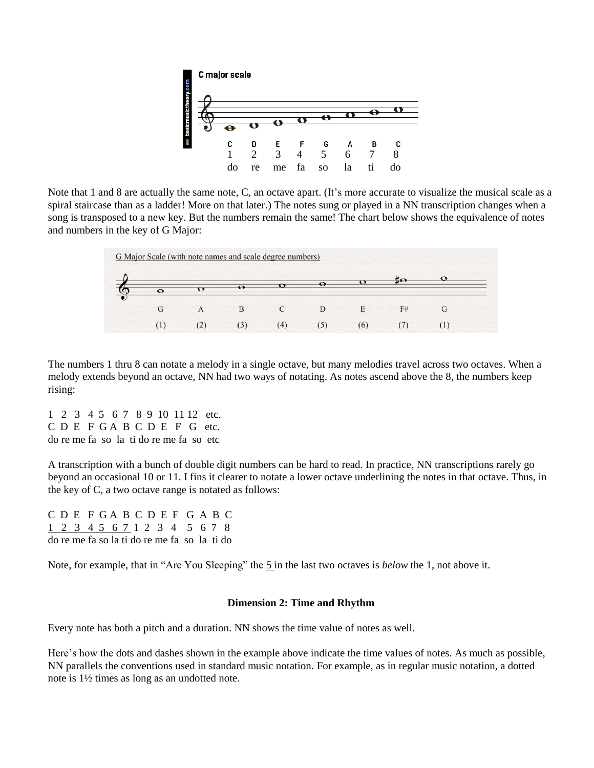C major scale

| C | D | E | F | G | A | B | C |
|---|---|---|---|---|---|---|---|
| 1 | 2 | 3 | 4 | 5 | 6 | 7 | 8 |
| do | re | me | fa | so | la | ti | do |

Note that 1 and 8 are actually the same note, C, an octave apart. (It's more accurate to visualize the musical scale as a spiral staircase than as a ladder! More on that later.) The notes sung or played in a NN transcription changes when a song is transposed to a new key. But the numbers remain the same! The chart below shows the equivalence of notes and numbers in the key of G Major:

G Major Scale (with note names and scale degree numbers)

| G | A | B | C | D | E | F# | G |
|---|---|---|---|---|---|---|---|
| (1) | (2) | (3) | (4) | (5) | (6) | (7) | (1) |

The numbers 1 thru 8 can notate a melody in a single octave, but many melodies travel across two octaves. When a melody extends beyond an octave, NN had two ways of notating. As notes ascend above the 8, the numbers keep rising:

1 2 3 4 5 6 7 8 9 10 11 12 etc.
C D E F G A B C D E F G etc.
do re me fa so la ti do re me fa so etc

A transcription with a bunch of double digit numbers can be hard to read. In practice, NN transcriptions rarely go beyond an occasional 10 or 11. I fins it clearer to notate a lower octave underlining the notes in that octave. Thus, in the key of C, a two octave range is notated as follows:

C D E F G A B C D E F G A B C
<u>1 2 3 4 5 6 7</u> 1 2 3 4 5 6 7 8
do re me fa so la ti do re me fa so la ti do

Note, for example, that in "Are You Sleeping" the <u>5</u> in the last two octaves is *below* the 1, not above it.

## Dimension 2: Time and Rhythm

Every note has both a pitch and a duration. NN shows the time value of notes as well.

Here's how the dots and dashes shown in the example above indicate the time values of notes. As much as possible, NN parallels the conventions used in standard music notation. For example, as in regular music notation, a dotted note is 1½ times as long as an undotted note.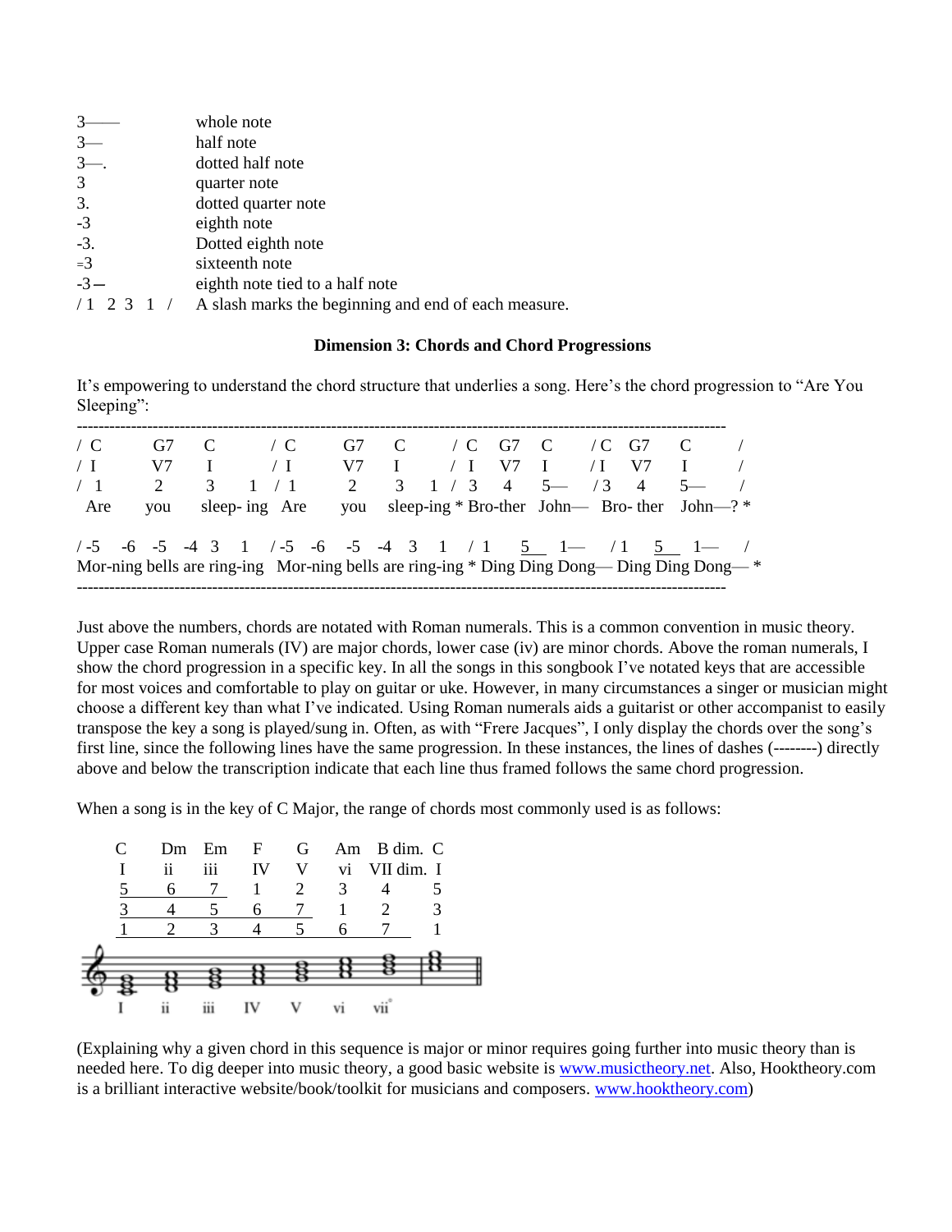| | |
|---|---|
| 3—— | whole note |
| 3— | half note |
| 3—. | dotted half note |
| 3 | quarter note |
| 3. | dotted quarter note |
| -3 | eighth note |
| -3. | Dotted eighth note |
| =3 | sixteenth note |
| -3— | eighth note tied to a half note |
| / 1  2  3  1  / | A slash marks the beginning and end of each measure. |

### Dimension 3: Chords and Chord Progressions

It's empowering to understand the chord structure that underlies a song. Here's the chord progression to "Are You Sleeping":

```
-------------------------------------------------------------------------------------------------------------
/ C      G7    C        / C      G7    C       / C   G7   C      / C   G7     C       /
/ I      V7    I        / I      V7    I       / I   V7   I      / I   V7     I       /
/  1      2     3    1  / 1       2     3   1  / 3    4   5—     / 3    4     5—      /
 Are     you   sleep- ing  Are   you   sleep-ing * Bro-ther  John—  Bro- ther  John—? *

/ -5   -6  -5   -4  3    1   / -5   -6    -5   -4   3    1   / 1     5    1—     / 1    5    1—     /
Mor-ning bells are ring-ing   Mor-ning bells are ring-ing * Ding Ding Dong— Ding Ding Dong— *
-------------------------------------------------------------------------------------------------------------
```

Just above the numbers, chords are notated with Roman numerals. This is a common convention in music theory. Upper case Roman numerals (IV) are major chords, lower case (iv) are minor chords. Above the roman numerals, I show the chord progression in a specific key. In all the songs in this songbook I've notated keys that are accessible for most voices and comfortable to play on guitar or uke. However, in many circumstances a singer or musician might choose a different key than what I've indicated. Using Roman numerals aids a guitarist or other accompanist to easily transpose the key a song is played/sung in. Often, as with "Frere Jacques", I only display the chords over the song's first line, since the following lines have the same progression. In these instances, the lines of dashes (--------) directly above and below the transcription indicate that each line thus framed follows the same chord progression.

When a song is in the key of C Major, the range of chords most commonly used is as follows:

| C | Dm | Em | F | G | Am | B dim. | C |
|---|---|---|---|---|---|---|---|
| I | ii | iii | IV | V | vi | VII dim. | I |
| 5 | 6 | 7 | 1 | 2 | 3 | 4 | 5 |
| 3 | 4 | 5 | 6 | 7 | 1 | 2 | 3 |
| 1 | 2 | 3 | 4 | 5 | 6 | 7 | 1 |

I  ii  iii  IV  V  vi  vii°

(Explaining why a given chord in this sequence is major or minor requires going further into music theory than is needed here. To dig deeper into music theory, a good basic website is www.musictheory.net. Also, Hooktheory.com is a brilliant interactive website/book/toolkit for musicians and composers. www.hooktheory.com)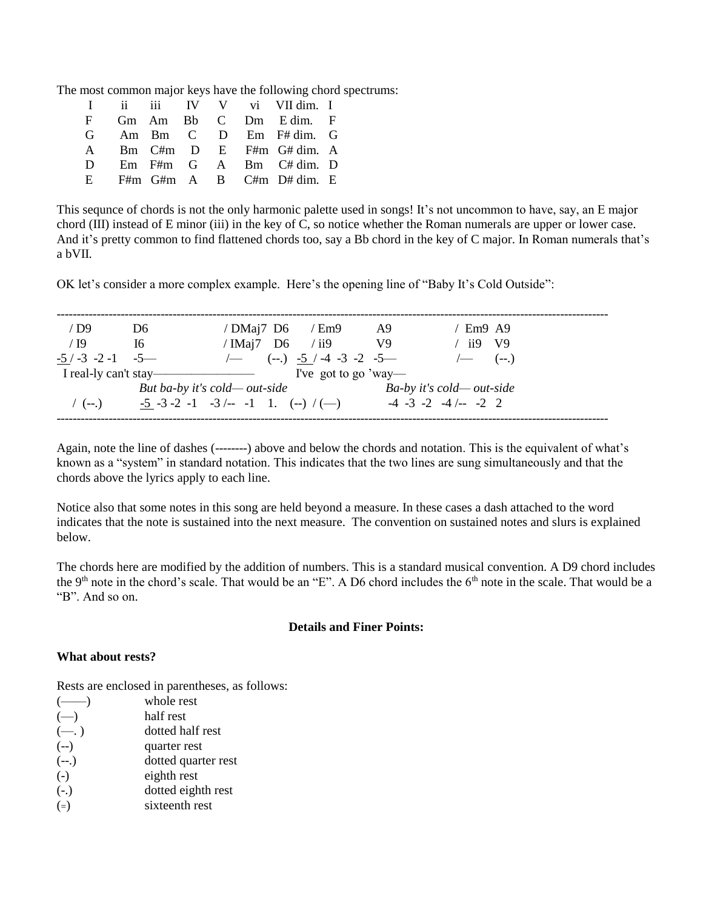The most common major keys have the following chord spectrums:

| I | ii | iii | IV | V | vi | VII dim. | I |
|---|---|---|---|---|---|---|---|
| F | Gm | Am | Bb | C | Dm | E dim. | F |
| G | Am | Bm | C | D | Em | F# dim. | G |
| A | Bm | C#m | D | E | F#m | G# dim. | A |
| D | Em | F#m | G | A | Bm | C# dim. | D |
| E | F#m | G#m | A | B | C#m | D# dim. | E |

This sequnce of chords is not the only harmonic palette used in songs! It's not uncommon to have, say, an E major chord (III) instead of E minor (iii) in the key of C, so notice whether the Roman numerals are upper or lower case. And it's pretty common to find flattened chords too, say a Bb chord in the key of C major. In Roman numerals that's a bVII.

OK let's consider a more complex example. Here's the opening line of "Baby It's Cold Outside":

```
-----------------------------------------------------------------------------------------------------------------------------------------
  / D9          D6                    / DMaj7  D6      / Em9         A9               /  Em9  A9
  / I9          I6                    / IMaj7   D6     / ii9         V9               /  ii9   V9
 -5 / -3  -2 -1    -5—                  /—        (--.)  -5 / -4  -3  -2  -5—             /—       (--.)
  I real-ly can't stay————————                   I've  got to go 'way—
                  But ba-by it's cold— out-side                            Ba-by it's cold— out-side
    /  (--.)          -5  -3 -2  -1    -3 /--  -1    1.   (--)  / (—)            -4  -3  -2   -4 /--   -2   2
-----------------------------------------------------------------------------------------------------------------------------------------
```

Again, note the line of dashes (--------) above and below the chords and notation. This is the equivalent of what's known as a "system" in standard notation. This indicates that the two lines are sung simultaneously and that the chords above the lyrics apply to each line.

Notice also that some notes in this song are held beyond a measure. In these cases a dash attached to the word indicates that the note is sustained into the next measure. The convention on sustained notes and slurs is explained below.

The chords here are modified by the addition of numbers. This is a standard musical convention. A D9 chord includes the 9th note in the chord's scale. That would be an "E". A D6 chord includes the 6th note in the scale. That would be a "B". And so on.

**Details and Finer Points:**

**What about rests?**

Rests are enclosed in parentheses, as follows:

| | |
|---|---|
| (——) | whole rest |
| (—) | half rest |
| (—. ) | dotted half rest |
| (--) | quarter rest |
| (--.) | dotted quarter rest |
| (-) | eighth rest |
| (-.) | dotted eighth rest |
| (=) | sixteenth rest |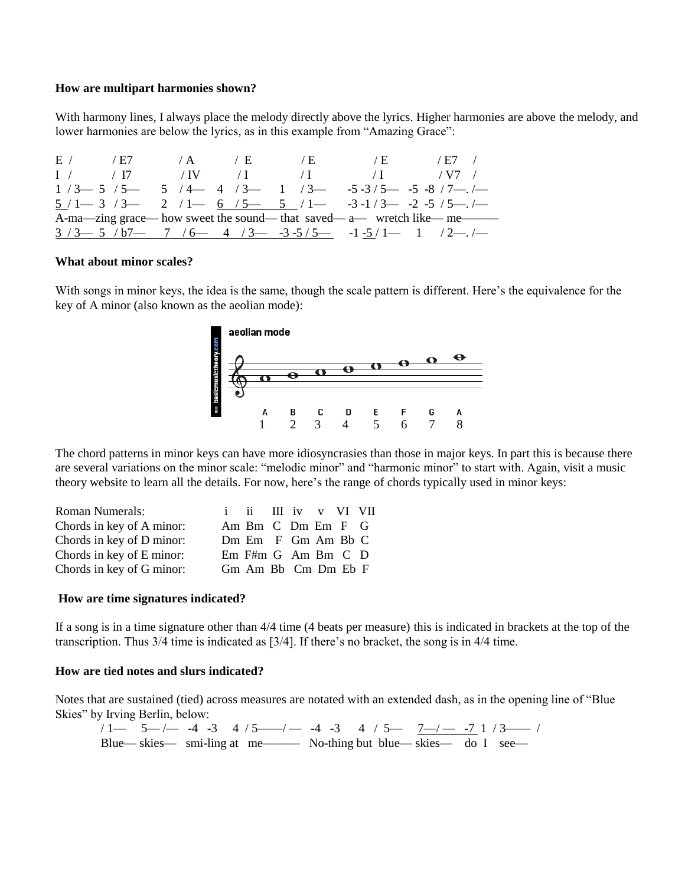**How are multipart harmonies shown?**

With harmony lines, I always place the melody directly above the lyrics. Higher harmonies are above the melody, and lower harmonies are below the lyrics, as in this example from "Amazing Grace":

```
E  /        / E7         / A        /  E          / E            / E           / E7    /
I  /        /  I7         / IV        / I           / I             / I            / V7   /
1  / 3— 5  / 5—     5   / 4—   4   / 3—    1   / 3—     -5 -3 / 5—   -5  -8  / 7—. /—
5 / 1— 3  / 3—     2   / 1—   6   / 5—     5   / 1—     -3 -1 / 3—   -2  -5  / 5—. /—
A-ma—zing grace— how sweet the sound— that  saved— a—   wretch like— me———
3  / 3— 5  / b7—     7   / 6—    4   / 3—   -3 -5 / 5—     -1 -5 / 1—     1     / 2—. /—
```

**What about minor scales?**

With songs in minor keys, the idea is the same, though the scale pattern is different. Here's the equivalence for the key of A minor (also known as the aeolian mode):

aeolian mode

| A | B | C | D | E | F | G | A |
|---|---|---|---|---|---|---|---|
| 1 | 2 | 3 | 4 | 5 | 6 | 7 | 8 |

The chord patterns in minor keys can have more idiosyncrasies than those in major keys. In part this is because there are several variations on the minor scale: "melodic minor" and "harmonic minor" to start with. Again, visit a music theory website to learn all the details. For now, here's the range of chords typically used in minor keys:

| Roman Numerals: | i | ii | III | iv | v | VI | VII |
|---|---|---|---|---|---|---|---|
| Chords in key of A minor: | Am | Bm | C | Dm | Em | F | G |
| Chords in key of D minor: | Dm | Em | F | Gm | Am | Bb | C |
| Chords in key of E minor: | Em | F#m | G | Am | Bm | C | D |
| Chords in key of G minor: | Gm | Am | Bb | Cm | Dm | Eb | F |

**How are time signatures indicated?**

If a song is in a time signature other than 4/4 time (4 beats per measure) this is indicated in brackets at the top of the transcription. Thus 3/4 time is indicated as [3/4]. If there's no bracket, the song is in 4/4 time.

**How are tied notes and slurs indicated?**

Notes that are sustained (tied) across measures are notated with an extended dash, as in the opening line of "Blue Skies" by Irving Berlin, below:

```
/ 1—    5— /—   -4  -3    4  / 5——/ —   -4  -3     4   /  5—     7—/ —   -7  1  / 3—— /
Blue— skies—   smi-ling at   me———    No-thing but  blue— skies—    do  I    see—
```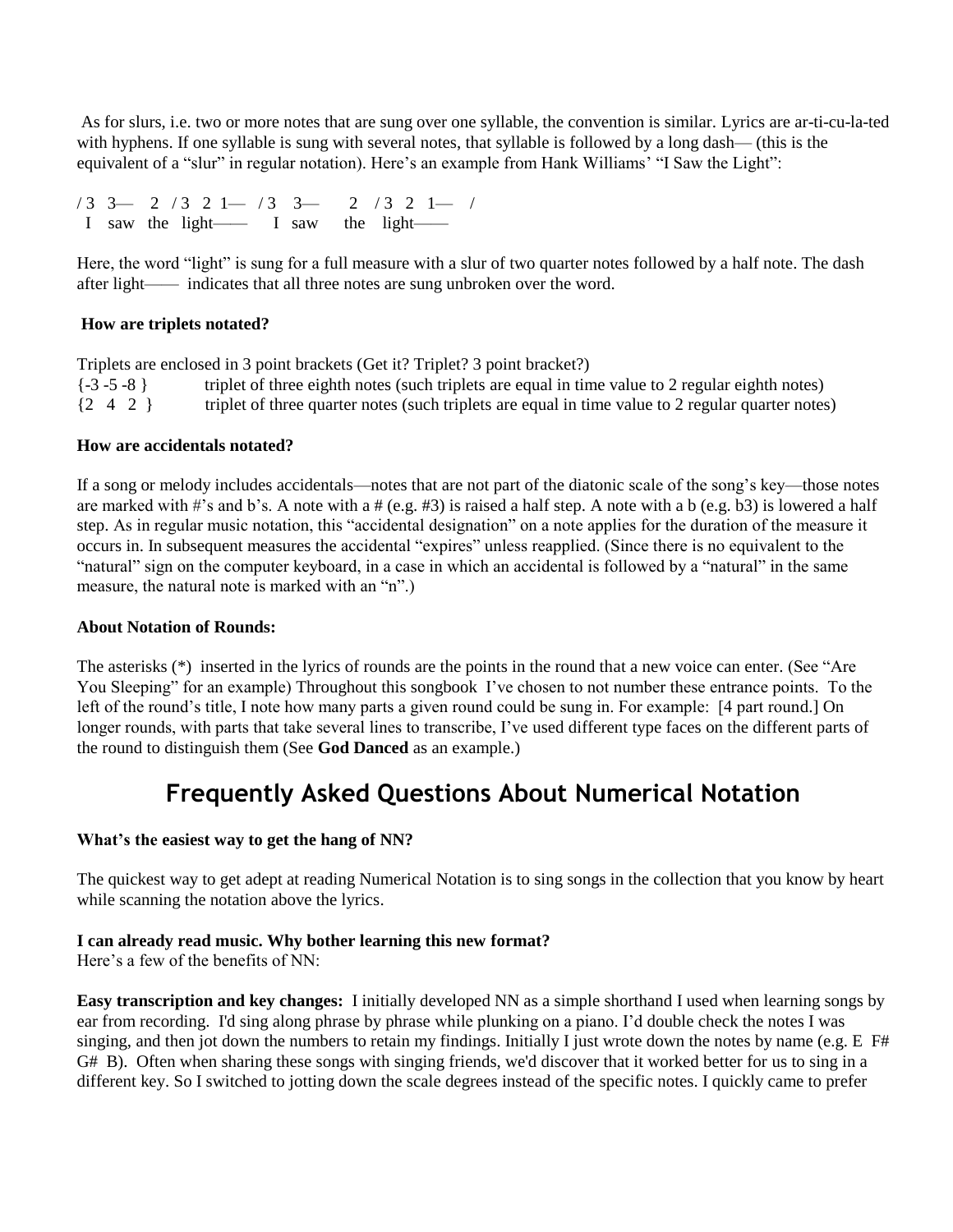As for slurs, i.e. two or more notes that are sung over one syllable, the convention is similar. Lyrics are ar-ti-cu-la-ted with hyphens. If one syllable is sung with several notes, that syllable is followed by a long dash— (this is the equivalent of a "slur" in regular notation). Here's an example from Hank Williams' "I Saw the Light":

```
/ 3  3—   2  / 3  2 1—  / 3   3—      2   / 3  2  1—   /
 I   saw  the  light——     I  saw     the   light——
```

Here, the word "light" is sung for a full measure with a slur of two quarter notes followed by a half note. The dash after light—— indicates that all three notes are sung unbroken over the word.

**How are triplets notated?**

Triplets are enclosed in 3 point brackets (Get it? Triplet? 3 point bracket?)

{-3 -5 -8 } triplet of three eighth notes (such triplets are equal in time value to 2 regular eighth notes)

{2 4 2 } triplet of three quarter notes (such triplets are equal in time value to 2 regular quarter notes)

**How are accidentals notated?**

If a song or melody includes accidentals—notes that are not part of the diatonic scale of the song's key—those notes are marked with #'s and b's. A note with a # (e.g. #3) is raised a half step. A note with a b (e.g. b3) is lowered a half step. As in regular music notation, this "accidental designation" on a note applies for the duration of the measure it occurs in. In subsequent measures the accidental "expires" unless reapplied. (Since there is no equivalent to the "natural" sign on the computer keyboard, in a case in which an accidental is followed by a "natural" in the same measure, the natural note is marked with an "n".)

**About Notation of Rounds:**

The asterisks (*) inserted in the lyrics of rounds are the points in the round that a new voice can enter. (See "Are You Sleeping" for an example) Throughout this songbook I've chosen to not number these entrance points. To the left of the round's title, I note how many parts a given round could be sung in. For example: [4 part round.] On longer rounds, with parts that take several lines to transcribe, I've used different type faces on the different parts of the round to distinguish them (See **God Danced** as an example.)

## Frequently Asked Questions About Numerical Notation

**What's the easiest way to get the hang of NN?**

The quickest way to get adept at reading Numerical Notation is to sing songs in the collection that you know by heart while scanning the notation above the lyrics.

**I can already read music. Why bother learning this new format?**

Here's a few of the benefits of NN:

**Easy transcription and key changes:** I initially developed NN as a simple shorthand I used when learning songs by ear from recording. I'd sing along phrase by phrase while plunking on a piano. I'd double check the notes I was singing, and then jot down the numbers to retain my findings. Initially I just wrote down the notes by name (e.g. E F# G# B). Often when sharing these songs with singing friends, we'd discover that it worked better for us to sing in a different key. So I switched to jotting down the scale degrees instead of the specific notes. I quickly came to prefer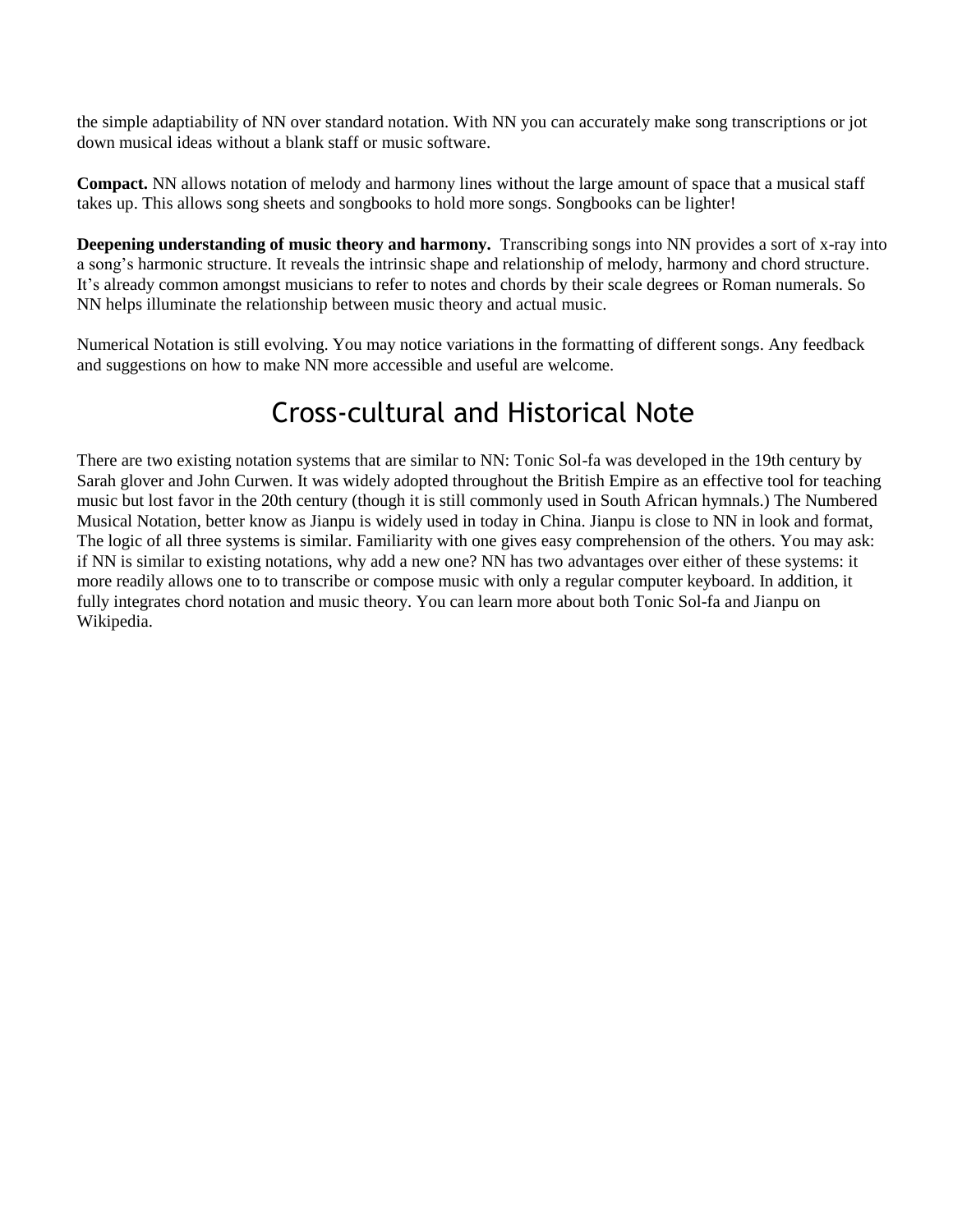the simple adaptiability of NN over standard notation. With NN you can accurately make song transcriptions or jot down musical ideas without a blank staff or music software.

**Compact.** NN allows notation of melody and harmony lines without the large amount of space that a musical staff takes up. This allows song sheets and songbooks to hold more songs. Songbooks can be lighter!

**Deepening understanding of music theory and harmony.** Transcribing songs into NN provides a sort of x-ray into a song's harmonic structure. It reveals the intrinsic shape and relationship of melody, harmony and chord structure. It's already common amongst musicians to refer to notes and chords by their scale degrees or Roman numerals. So NN helps illuminate the relationship between music theory and actual music.

Numerical Notation is still evolving. You may notice variations in the formatting of different songs. Any feedback and suggestions on how to make NN more accessible and useful are welcome.

## Cross-cultural and Historical Note

There are two existing notation systems that are similar to NN: Tonic Sol-fa was developed in the 19th century by Sarah glover and John Curwen. It was widely adopted throughout the British Empire as an effective tool for teaching music but lost favor in the 20th century (though it is still commonly used in South African hymnals.) The Numbered Musical Notation, better know as Jianpu is widely used in today in China. Jianpu is close to NN in look and format, The logic of all three systems is similar. Familiarity with one gives easy comprehension of the others. You may ask: if NN is similar to existing notations, why add a new one? NN has two advantages over either of these systems: it more readily allows one to to transcribe or compose music with only a regular computer keyboard. In addition, it fully integrates chord notation and music theory. You can learn more about both Tonic Sol-fa and Jianpu on Wikipedia.